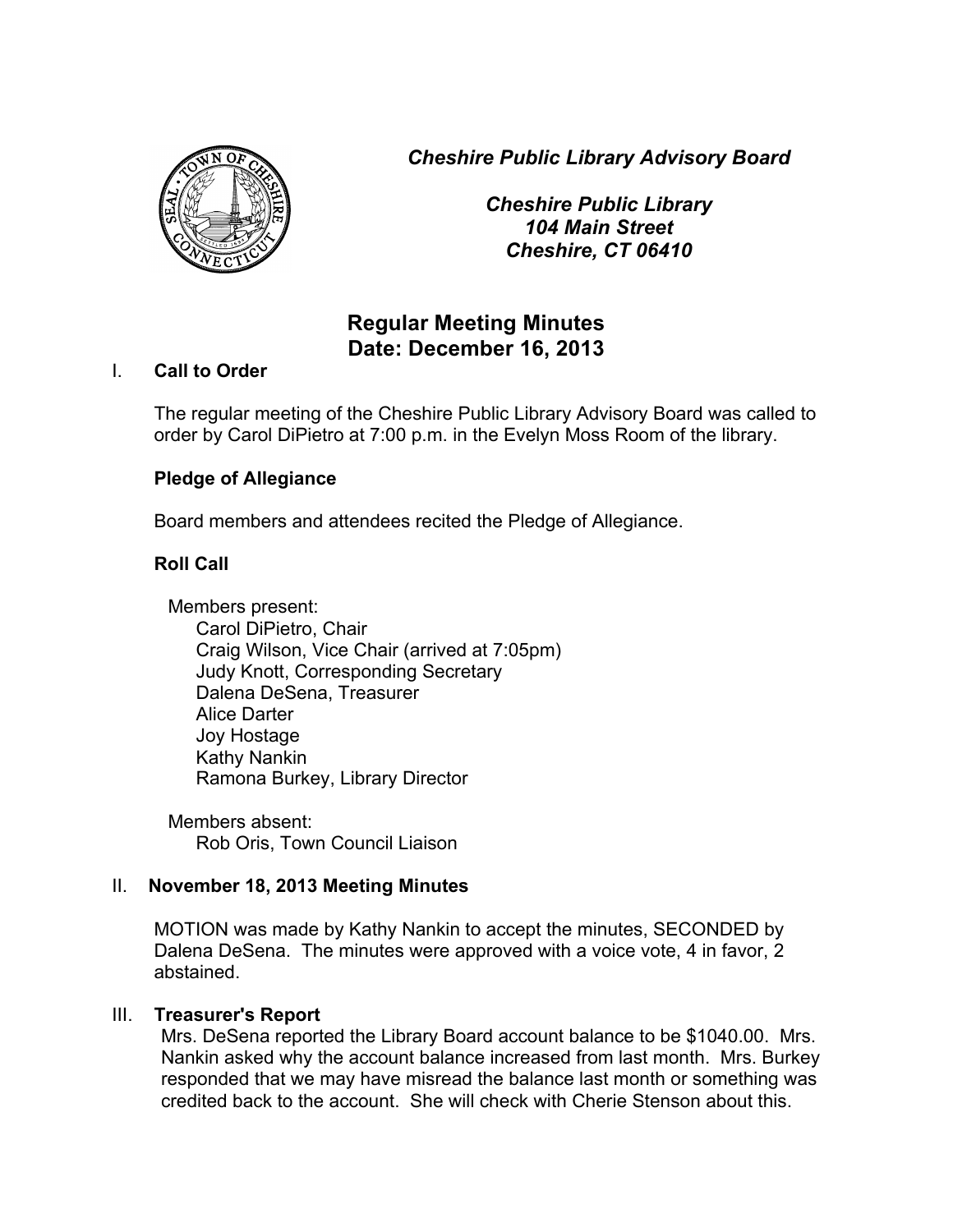*Cheshire Public Library Advisory Board*

*Cheshire Public Library*
*104 Main Street*
*Cheshire, CT 06410*

# Regular Meeting Minutes
# Date: December 16, 2013

## I. Call to Order

The regular meeting of the Cheshire Public Library Advisory Board was called to order by Carol DiPietro at 7:00 p.m. in the Evelyn Moss Room of the library.

**Pledge of Allegiance**

Board members and attendees recited the Pledge of Allegiance.

**Roll Call**

Members present:
- Carol DiPietro, Chair
- Craig Wilson, Vice Chair (arrived at 7:05pm)
- Judy Knott, Corresponding Secretary
- Dalena DeSena, Treasurer
- Alice Darter
- Joy Hostage
- Kathy Nankin
- Ramona Burkey, Library Director

Members absent:
- Rob Oris, Town Council Liaison

## II. November 18, 2013 Meeting Minutes

MOTION was made by Kathy Nankin to accept the minutes, SECONDED by Dalena DeSena. The minutes were approved with a voice vote, 4 in favor, 2 abstained.

## III. Treasurer's Report

Mrs. DeSena reported the Library Board account balance to be $1040.00. Mrs. Nankin asked why the account balance increased from last month. Mrs. Burkey responded that we may have misread the balance last month or something was credited back to the account. She will check with Cherie Stenson about this.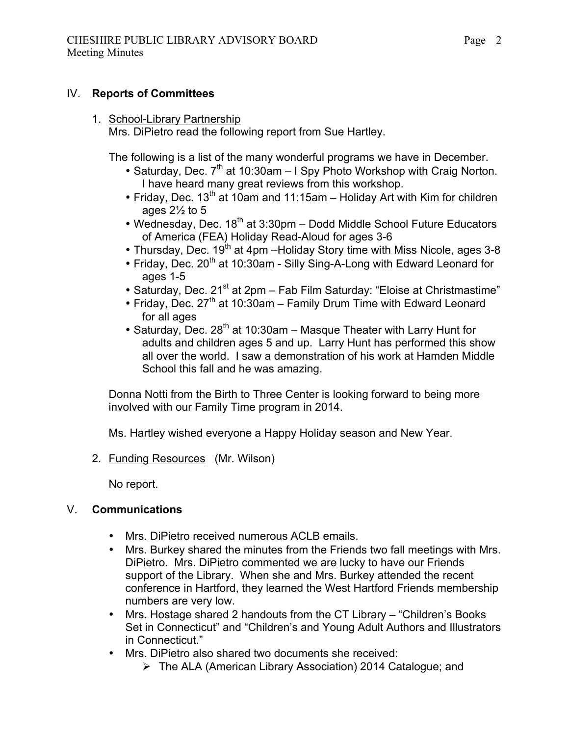## IV. **Reports of Committees**

1. School-Library Partnership
   Mrs. DiPietro read the following report from Sue Hartley.

   The following is a list of the many wonderful programs we have in December.

   - Saturday, Dec. 7th at 10:30am – I Spy Photo Workshop with Craig Norton. I have heard many great reviews from this workshop.
   - Friday, Dec. 13th at 10am and 11:15am – Holiday Art with Kim for children ages 2½ to 5
   - Wednesday, Dec. 18th at 3:30pm – Dodd Middle School Future Educators of America (FEA) Holiday Read-Aloud for ages 3-6
   - Thursday, Dec. 19th at 4pm –Holiday Story time with Miss Nicole, ages 3-8
   - Friday, Dec. 20th at 10:30am - Silly Sing-A-Long with Edward Leonard for ages 1-5
   - Saturday, Dec. 21st at 2pm – Fab Film Saturday: "Eloise at Christmastime"
   - Friday, Dec. 27th at 10:30am – Family Drum Time with Edward Leonard for all ages
   - Saturday, Dec. 28th at 10:30am – Masque Theater with Larry Hunt for adults and children ages 5 and up. Larry Hunt has performed this show all over the world. I saw a demonstration of his work at Hamden Middle School this fall and he was amazing.

   Donna Notti from the Birth to Three Center is looking forward to being more involved with our Family Time program in 2014.

   Ms. Hartley wished everyone a Happy Holiday season and New Year.

2. Funding Resources (Mr. Wilson)

   No report.

## V. **Communications**

- Mrs. DiPietro received numerous ACLB emails.
- Mrs. Burkey shared the minutes from the Friends two fall meetings with Mrs. DiPietro. Mrs. DiPietro commented we are lucky to have our Friends support of the Library. When she and Mrs. Burkey attended the recent conference in Hartford, they learned the West Hartford Friends membership numbers are very low.
- Mrs. Hostage shared 2 handouts from the CT Library – "Children's Books Set in Connecticut" and "Children's and Young Adult Authors and Illustrators in Connecticut."
- Mrs. DiPietro also shared two documents she received:
  - The ALA (American Library Association) 2014 Catalogue; and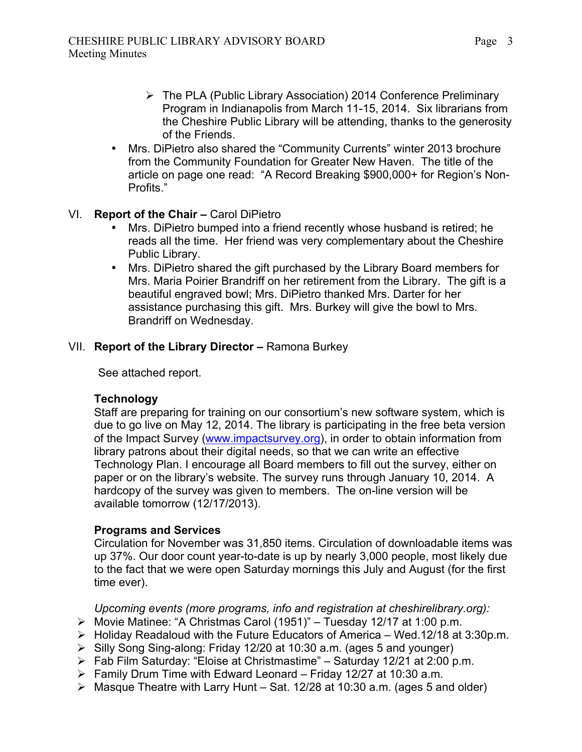- The PLA (Public Library Association) 2014 Conference Preliminary Program in Indianapolis from March 11-15, 2014. Six librarians from the Cheshire Public Library will be attending, thanks to the generosity of the Friends.
- Mrs. DiPietro also shared the "Community Currents" winter 2013 brochure from the Community Foundation for Greater New Haven. The title of the article on page one read: "A Record Breaking $900,000+ for Region's Non-Profits."

VI. **Report of the Chair –** Carol DiPietro

- Mrs. DiPietro bumped into a friend recently whose husband is retired; he reads all the time. Her friend was very complementary about the Cheshire Public Library.
- Mrs. DiPietro shared the gift purchased by the Library Board members for Mrs. Maria Poirier Brandriff on her retirement from the Library. The gift is a beautiful engraved bowl; Mrs. DiPietro thanked Mrs. Darter for her assistance purchasing this gift. Mrs. Burkey will give the bowl to Mrs. Brandriff on Wednesday.

VII. **Report of the Library Director –** Ramona Burkey

See attached report.

**Technology**
Staff are preparing for training on our consortium's new software system, which is due to go live on May 12, 2014. The library is participating in the free beta version of the Impact Survey (www.impactsurvey.org), in order to obtain information from library patrons about their digital needs, so that we can write an effective Technology Plan. I encourage all Board members to fill out the survey, either on paper or on the library's website. The survey runs through January 10, 2014. A hardcopy of the survey was given to members. The on-line version will be available tomorrow (12/17/2013).

**Programs and Services**
Circulation for November was 31,850 items. Circulation of downloadable items was up 37%. Our door count year-to-date is up by nearly 3,000 people, most likely due to the fact that we were open Saturday mornings this July and August (for the first time ever).

*Upcoming events (more programs, info and registration at cheshirelibrary.org):*

- Movie Matinee: "A Christmas Carol (1951)" – Tuesday 12/17 at 1:00 p.m.
- Holiday Readaloud with the Future Educators of America – Wed.12/18 at 3:30p.m.
- Silly Song Sing-along: Friday 12/20 at 10:30 a.m. (ages 5 and younger)
- Fab Film Saturday: "Eloise at Christmastime" – Saturday 12/21 at 2:00 p.m.
- Family Drum Time with Edward Leonard – Friday 12/27 at 10:30 a.m.
- Masque Theatre with Larry Hunt – Sat. 12/28 at 10:30 a.m. (ages 5 and older)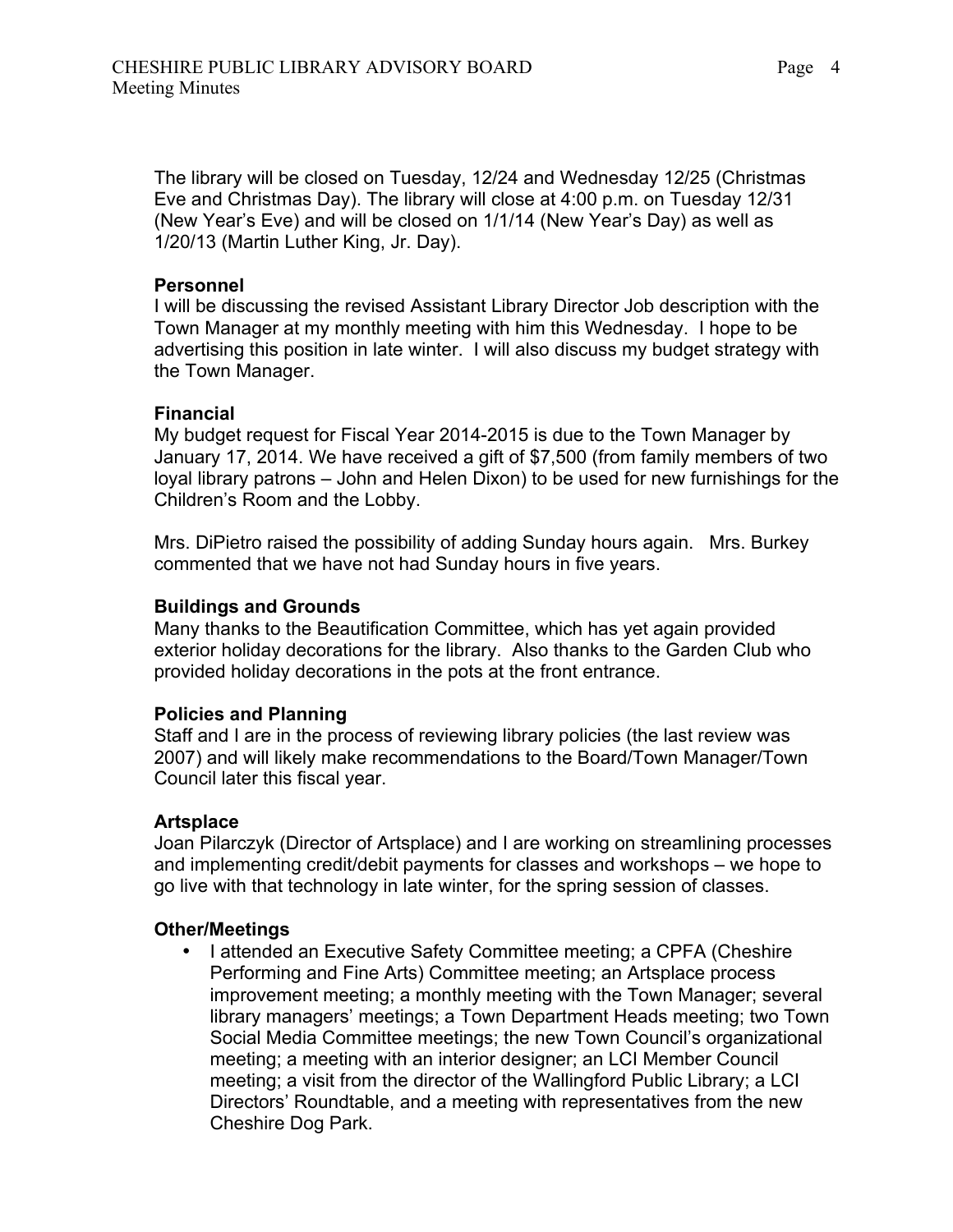The library will be closed on Tuesday, 12/24 and Wednesday 12/25 (Christmas Eve and Christmas Day). The library will close at 4:00 p.m. on Tuesday 12/31 (New Year's Eve) and will be closed on 1/1/14 (New Year's Day) as well as 1/20/13 (Martin Luther King, Jr. Day).

**Personnel**
I will be discussing the revised Assistant Library Director Job description with the Town Manager at my monthly meeting with him this Wednesday. I hope to be advertising this position in late winter. I will also discuss my budget strategy with the Town Manager.

**Financial**
My budget request for Fiscal Year 2014-2015 is due to the Town Manager by January 17, 2014. We have received a gift of $7,500 (from family members of two loyal library patrons – John and Helen Dixon) to be used for new furnishings for the Children's Room and the Lobby.

Mrs. DiPietro raised the possibility of adding Sunday hours again. Mrs. Burkey commented that we have not had Sunday hours in five years.

**Buildings and Grounds**
Many thanks to the Beautification Committee, which has yet again provided exterior holiday decorations for the library. Also thanks to the Garden Club who provided holiday decorations in the pots at the front entrance.

**Policies and Planning**
Staff and I are in the process of reviewing library policies (the last review was 2007) and will likely make recommendations to the Board/Town Manager/Town Council later this fiscal year.

**Artsplace**
Joan Pilarczyk (Director of Artsplace) and I are working on streamlining processes and implementing credit/debit payments for classes and workshops – we hope to go live with that technology in late winter, for the spring session of classes.

**Other/Meetings**

- I attended an Executive Safety Committee meeting; a CPFA (Cheshire Performing and Fine Arts) Committee meeting; an Artsplace process improvement meeting; a monthly meeting with the Town Manager; several library managers' meetings; a Town Department Heads meeting; two Town Social Media Committee meetings; the new Town Council's organizational meeting; a meeting with an interior designer; an LCI Member Council meeting; a visit from the director of the Wallingford Public Library; a LCI Directors' Roundtable, and a meeting with representatives from the new Cheshire Dog Park.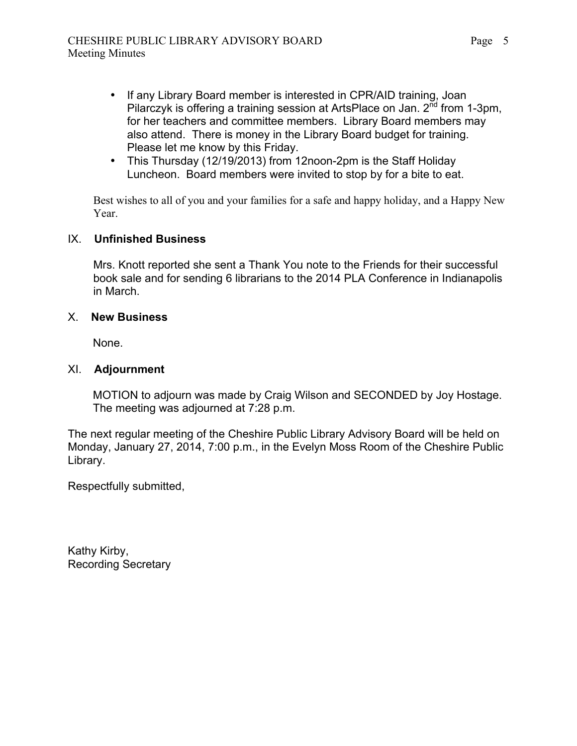- If any Library Board member is interested in CPR/AID training, Joan Pilarczyk is offering a training session at ArtsPlace on Jan. 2nd from 1-3pm, for her teachers and committee members. Library Board members may also attend. There is money in the Library Board budget for training. Please let me know by this Friday.
- This Thursday (12/19/2013) from 12noon-2pm is the Staff Holiday Luncheon. Board members were invited to stop by for a bite to eat.

Best wishes to all of you and your families for a safe and happy holiday, and a Happy New Year.

## IX. **Unfinished Business**

Mrs. Knott reported she sent a Thank You note to the Friends for their successful book sale and for sending 6 librarians to the 2014 PLA Conference in Indianapolis in March.

## X. **New Business**

None.

## XI. **Adjournment**

MOTION to adjourn was made by Craig Wilson and SECONDED by Joy Hostage. The meeting was adjourned at 7:28 p.m.

The next regular meeting of the Cheshire Public Library Advisory Board will be held on Monday, January 27, 2014, 7:00 p.m., in the Evelyn Moss Room of the Cheshire Public Library.

Respectfully submitted,

Kathy Kirby,
Recording Secretary